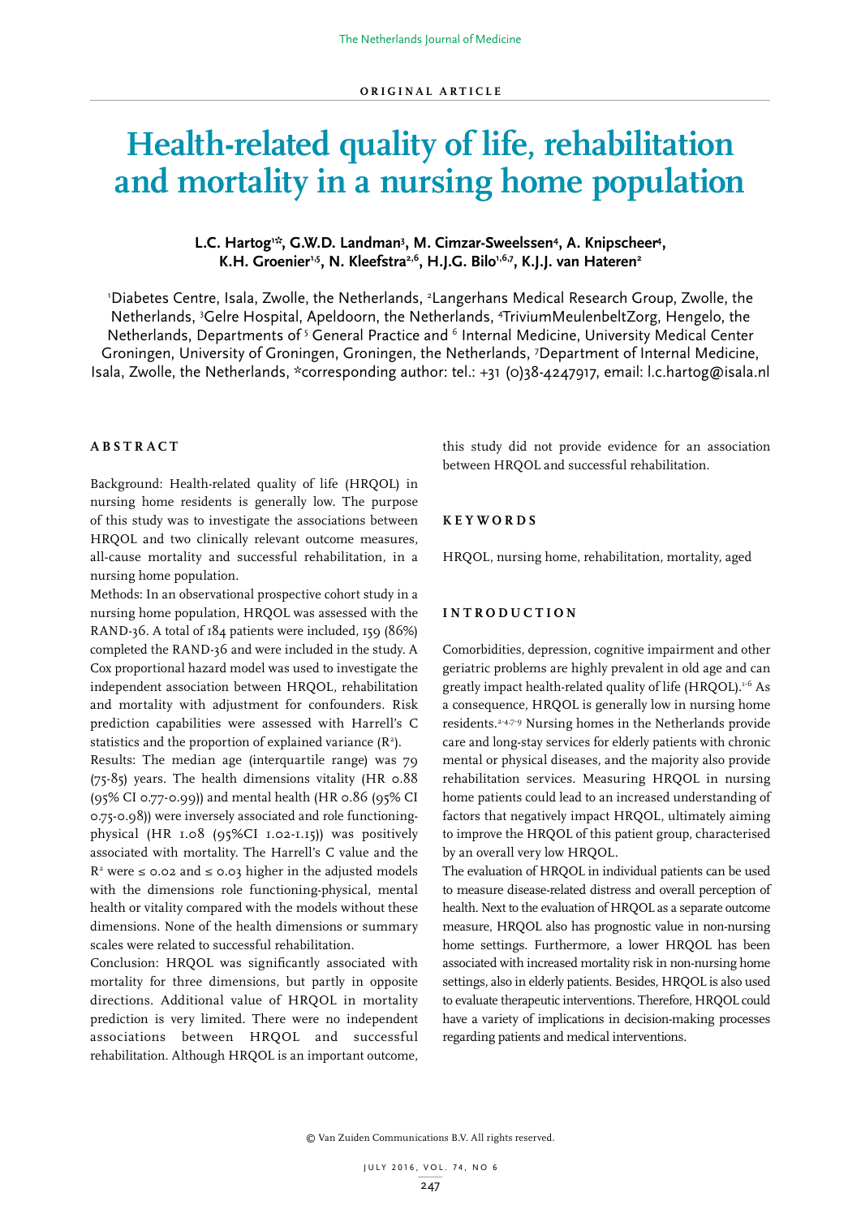ORIGINAL ARTICLE

# Health-related quality of life, rehabilitation and mortality in a nursing home population

**L.C. Hartog[1]*, G.W.D. Landman[3], M. Cimzar-Sweelssen[4], A. Knipscheer[4], K.H. Groenier[1,5], N. Kleefstra[2,6], H.J.G. Bilo[1,6,7], K.J.J. van Hateren[2]**

[1]Diabetes Centre, Isala, Zwolle, the Netherlands, [2]Langerhans Medical Research Group, Zwolle, the Netherlands, [3]Gelre Hospital, Apeldoorn, the Netherlands, [4]TriviumMeulenbeltZorg, Hengelo, the Netherlands, Departments of [5] General Practice and [6] Internal Medicine, University Medical Center Groningen, University of Groningen, Groningen, the Netherlands, [7]Department of Internal Medicine, Isala, Zwolle, the Netherlands, *corresponding author: tel.: +31 (0)38-4247917, email: l.c.hartog@isala.nl

## ABSTRACT

Background: Health-related quality of life (HRQOL) in nursing home residents is generally low. The purpose of this study was to investigate the associations between HRQOL and two clinically relevant outcome measures, all-cause mortality and successful rehabilitation, in a nursing home population.

Methods: In an observational prospective cohort study in a nursing home population, HRQOL was assessed with the RAND-36. A total of 184 patients were included, 159 (86%) completed the RAND-36 and were included in the study. A Cox proportional hazard model was used to investigate the independent association between HRQOL, rehabilitation and mortality with adjustment for confounders. Risk prediction capabilities were assessed with Harrell's C statistics and the proportion of explained variance ($R^2$).

Results: The median age (interquartile range) was 79 (75-85) years. The health dimensions vitality (HR 0.88 (95% CI 0.77-0.99)) and mental health (HR 0.86 (95% CI 0.75-0.98)) were inversely associated and role functioning-physical (HR 1.08 (95%CI 1.02-1.15)) was positively associated with mortality. The Harrell's C value and the $R^2$ were ≤ 0.02 and ≤ 0.03 higher in the adjusted models with the dimensions role functioning-physical, mental health or vitality compared with the models without these dimensions. None of the health dimensions or summary scales were related to successful rehabilitation.

Conclusion: HRQOL was significantly associated with mortality for three dimensions, but partly in opposite directions. Additional value of HRQOL in mortality prediction is very limited. There were no independent associations between HRQOL and successful rehabilitation. Although HRQOL is an important outcome, this study did not provide evidence for an association between HRQOL and successful rehabilitation.

## KEYWORDS

HRQOL, nursing home, rehabilitation, mortality, aged

## INTRODUCTION

Comorbidities, depression, cognitive impairment and other geriatric problems are highly prevalent in old age and can greatly impact health-related quality of life (HRQOL).[1-6] As a consequence, HRQOL is generally low in nursing home residents.[2-4,7-9] Nursing homes in the Netherlands provide care and long-stay services for elderly patients with chronic mental or physical diseases, and the majority also provide rehabilitation services. Measuring HRQOL in nursing home patients could lead to an increased understanding of factors that negatively impact HRQOL, ultimately aiming to improve the HRQOL of this patient group, characterised by an overall very low HRQOL.

The evaluation of HRQOL in individual patients can be used to measure disease-related distress and overall perception of health. Next to the evaluation of HRQOL as a separate outcome measure, HRQOL also has prognostic value in non-nursing home settings. Furthermore, a lower HRQOL has been associated with increased mortality risk in non-nursing home settings, also in elderly patients. Besides, HRQOL is also used to evaluate therapeutic interventions. Therefore, HRQOL could have a variety of implications in decision-making processes regarding patients and medical interventions.

© Van Zuiden Communications B.V. All rights reserved.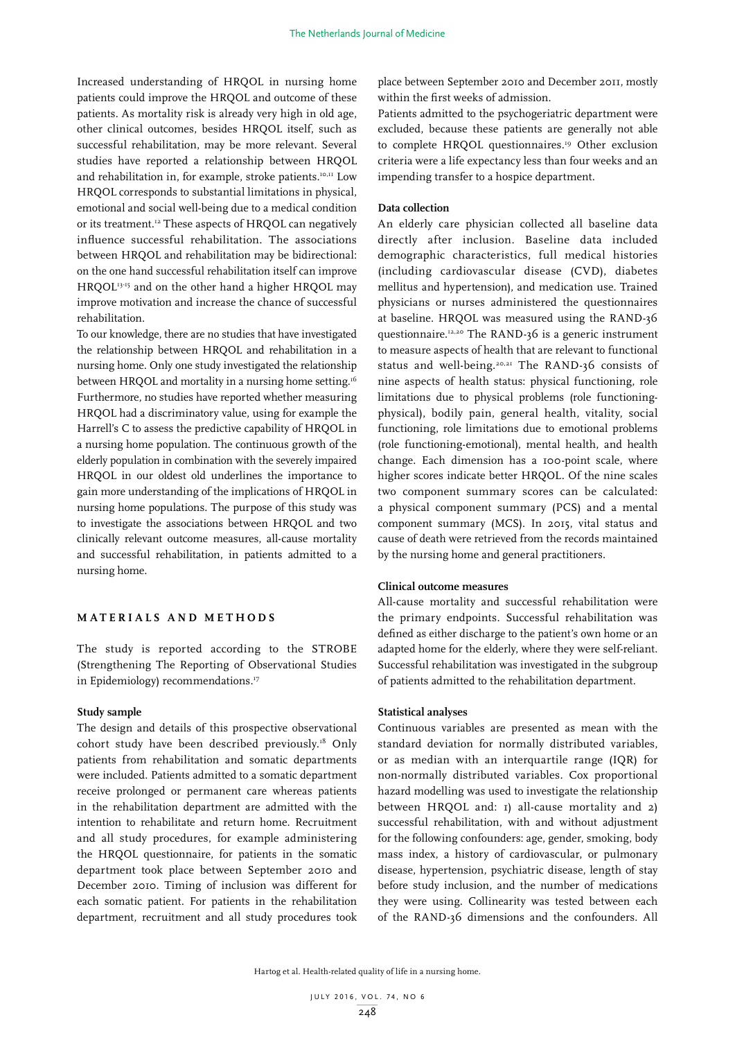Increased understanding of HRQOL in nursing home patients could improve the HRQOL and outcome of these patients. As mortality risk is already very high in old age, other clinical outcomes, besides HRQOL itself, such as successful rehabilitation, may be more relevant. Several studies have reported a relationship between HRQOL and rehabilitation in, for example, stroke patients.[10,11] Low HRQOL corresponds to substantial limitations in physical, emotional and social well-being due to a medical condition or its treatment.[12] These aspects of HRQOL can negatively influence successful rehabilitation. The associations between HRQOL and rehabilitation may be bidirectional: on the one hand successful rehabilitation itself can improve HRQOL[13-15] and on the other hand a higher HRQOL may improve motivation and increase the chance of successful rehabilitation.

To our knowledge, there are no studies that have investigated the relationship between HRQOL and rehabilitation in a nursing home. Only one study investigated the relationship between HRQOL and mortality in a nursing home setting.[16] Furthermore, no studies have reported whether measuring HRQOL had a discriminatory value, using for example the Harrell's C to assess the predictive capability of HRQOL in a nursing home population. The continuous growth of the elderly population in combination with the severely impaired HRQOL in our oldest old underlines the importance to gain more understanding of the implications of HRQOL in nursing home populations. The purpose of this study was to investigate the associations between HRQOL and two clinically relevant outcome measures, all-cause mortality and successful rehabilitation, in patients admitted to a nursing home.

## MATERIALS AND METHODS

The study is reported according to the STROBE (Strengthening The Reporting of Observational Studies in Epidemiology) recommendations.[17]

### Study sample

The design and details of this prospective observational cohort study have been described previously.[18] Only patients from rehabilitation and somatic departments were included. Patients admitted to a somatic department receive prolonged or permanent care whereas patients in the rehabilitation department are admitted with the intention to rehabilitate and return home. Recruitment and all study procedures, for example administering the HRQOL questionnaire, for patients in the somatic department took place between September 2010 and December 2010. Timing of inclusion was different for each somatic patient. For patients in the rehabilitation department, recruitment and all study procedures took place between September 2010 and December 2011, mostly within the first weeks of admission.

Patients admitted to the psychogeriatric department were excluded, because these patients are generally not able to complete HRQOL questionnaires.[19] Other exclusion criteria were a life expectancy less than four weeks and an impending transfer to a hospice department.

### Data collection

An elderly care physician collected all baseline data directly after inclusion. Baseline data included demographic characteristics, full medical histories (including cardiovascular disease (CVD), diabetes mellitus and hypertension), and medication use. Trained physicians or nurses administered the questionnaires at baseline. HRQOL was measured using the RAND-36 questionnaire.[12,20] The RAND-36 is a generic instrument to measure aspects of health that are relevant to functional status and well-being.[20,21] The RAND-36 consists of nine aspects of health status: physical functioning, role limitations due to physical problems (role functioning-physical), bodily pain, general health, vitality, social functioning, role limitations due to emotional problems (role functioning-emotional), mental health, and health change. Each dimension has a 100-point scale, where higher scores indicate better HRQOL. Of the nine scales two component summary scores can be calculated: a physical component summary (PCS) and a mental component summary (MCS). In 2015, vital status and cause of death were retrieved from the records maintained by the nursing home and general practitioners.

### Clinical outcome measures

All-cause mortality and successful rehabilitation were the primary endpoints. Successful rehabilitation was defined as either discharge to the patient's own home or an adapted home for the elderly, where they were self-reliant. Successful rehabilitation was investigated in the subgroup of patients admitted to the rehabilitation department.

### Statistical analyses

Continuous variables are presented as mean with the standard deviation for normally distributed variables, or as median with an interquartile range (IQR) for non-normally distributed variables. Cox proportional hazard modelling was used to investigate the relationship between HRQOL and: 1) all-cause mortality and 2) successful rehabilitation, with and without adjustment for the following confounders: age, gender, smoking, body mass index, a history of cardiovascular, or pulmonary disease, hypertension, psychiatric disease, length of stay before study inclusion, and the number of medications they were using. Collinearity was tested between each of the RAND-36 dimensions and the confounders. All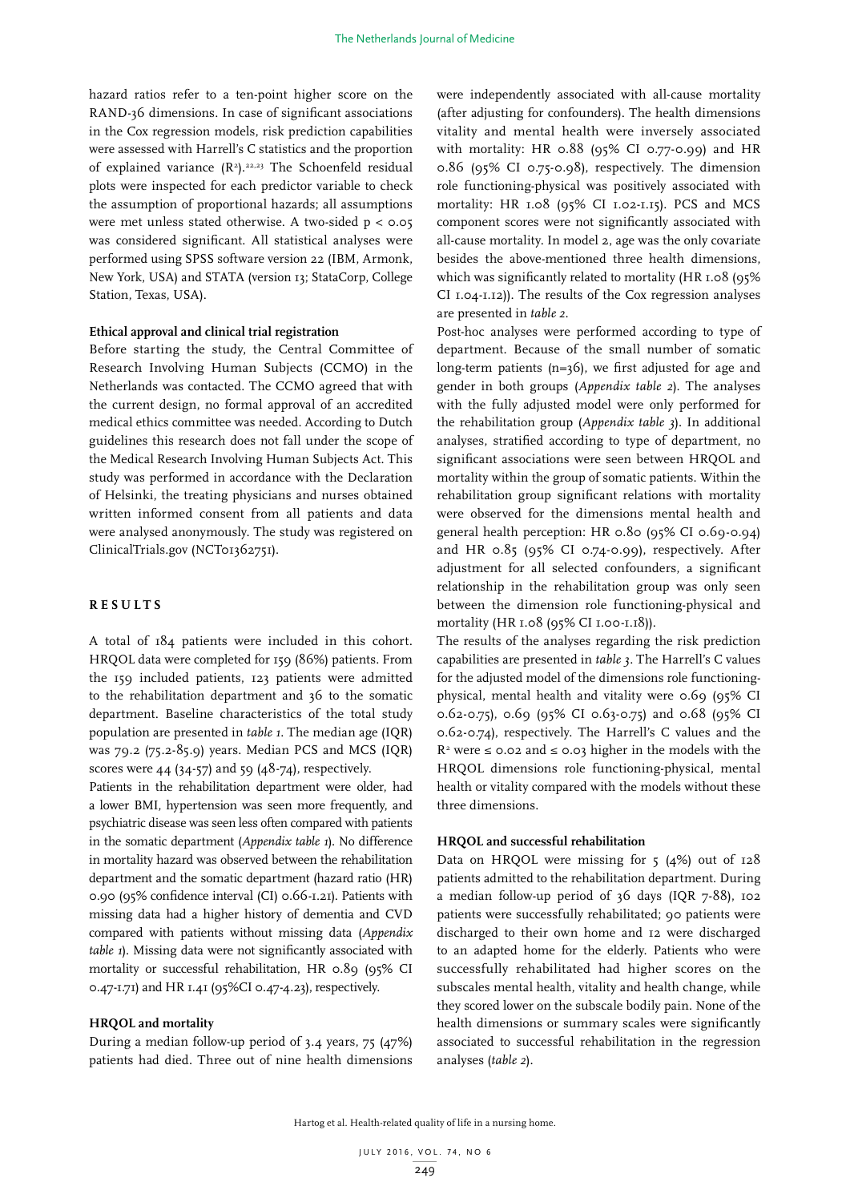hazard ratios refer to a ten-point higher score on the RAND-36 dimensions. In case of significant associations in the Cox regression models, risk prediction capabilities were assessed with Harrell's C statistics and the proportion of explained variance ($R^2$).[22,23] The Schoenfeld residual plots were inspected for each predictor variable to check the assumption of proportional hazards; all assumptions were met unless stated otherwise. A two-sided $p < 0.05$ was considered significant. All statistical analyses were performed using SPSS software version 22 (IBM, Armonk, New York, USA) and STATA (version 13; StataCorp, College Station, Texas, USA).

### Ethical approval and clinical trial registration

Before starting the study, the Central Committee of Research Involving Human Subjects (CCMO) in the Netherlands was contacted. The CCMO agreed that with the current design, no formal approval of an accredited medical ethics committee was needed. According to Dutch guidelines this research does not fall under the scope of the Medical Research Involving Human Subjects Act. This study was performed in accordance with the Declaration of Helsinki, the treating physicians and nurses obtained written informed consent from all patients and data were analysed anonymously. The study was registered on ClinicalTrials.gov (NCT01362751).

## RESULTS

A total of 184 patients were included in this cohort. HRQOL data were completed for 159 (86%) patients. From the 159 included patients, 123 patients were admitted to the rehabilitation department and 36 to the somatic department. Baseline characteristics of the total study population are presented in *table 1*. The median age (IQR) was 79.2 (75.2-85.9) years. Median PCS and MCS (IQR) scores were 44 (34-57) and 59 (48-74), respectively.

Patients in the rehabilitation department were older, had a lower BMI, hypertension was seen more frequently, and psychiatric disease was seen less often compared with patients in the somatic department (*Appendix table 1*). No difference in mortality hazard was observed between the rehabilitation department and the somatic department (hazard ratio (HR) 0.90 (95% confidence interval (CI) 0.66-1.21). Patients with missing data had a higher history of dementia and CVD compared with patients without missing data (*Appendix table 1*). Missing data were not significantly associated with mortality or successful rehabilitation, HR 0.89 (95% CI 0.47-1.71) and HR 1.41 (95%CI 0.47-4.23), respectively.

### HRQOL and mortality

During a median follow-up period of 3.4 years, 75 (47%) patients had died. Three out of nine health dimensions were independently associated with all-cause mortality (after adjusting for confounders). The health dimensions vitality and mental health were inversely associated with mortality: HR 0.88 (95% CI 0.77-0.99) and HR 0.86 (95% CI 0.75-0.98), respectively. The dimension role functioning-physical was positively associated with mortality: HR 1.08 (95% CI 1.02-1.15). PCS and MCS component scores were not significantly associated with all-cause mortality. In model 2, age was the only covariate besides the above-mentioned three health dimensions, which was significantly related to mortality (HR 1.08 (95% CI 1.04-1.12)). The results of the Cox regression analyses are presented in *table 2*.

Post-hoc analyses were performed according to type of department. Because of the small number of somatic long-term patients (n=36), we first adjusted for age and gender in both groups (*Appendix table 2*). The analyses with the fully adjusted model were only performed for the rehabilitation group (*Appendix table 3*). In additional analyses, stratified according to type of department, no significant associations were seen between HRQOL and mortality within the group of somatic patients. Within the rehabilitation group significant relations with mortality were observed for the dimensions mental health and general health perception: HR 0.80 (95% CI 0.69-0.94) and HR 0.85 (95% CI 0.74-0.99), respectively. After adjustment for all selected confounders, a significant relationship in the rehabilitation group was only seen between the dimension role functioning-physical and mortality (HR 1.08 (95% CI 1.00-1.18)).

The results of the analyses regarding the risk prediction capabilities are presented in *table 3*. The Harrell's C values for the adjusted model of the dimensions role functioning-physical, mental health and vitality were 0.69 (95% CI 0.62-0.75), 0.69 (95% CI 0.63-0.75) and 0.68 (95% CI 0.62-0.74), respectively. The Harrell's C values and the $R^2$ were $\leq 0.02$ and $\leq 0.03$ higher in the models with the HRQOL dimensions role functioning-physical, mental health or vitality compared with the models without these three dimensions.

### HRQOL and successful rehabilitation

Data on HRQOL were missing for 5 (4%) out of 128 patients admitted to the rehabilitation department. During a median follow-up period of 36 days (IQR 7-88), 102 patients were successfully rehabilitated; 90 patients were discharged to their own home and 12 were discharged to an adapted home for the elderly. Patients who were successfully rehabilitated had higher scores on the subscales mental health, vitality and health change, while they scored lower on the subscale bodily pain. None of the health dimensions or summary scales were significantly associated to successful rehabilitation in the regression analyses (*table 2*).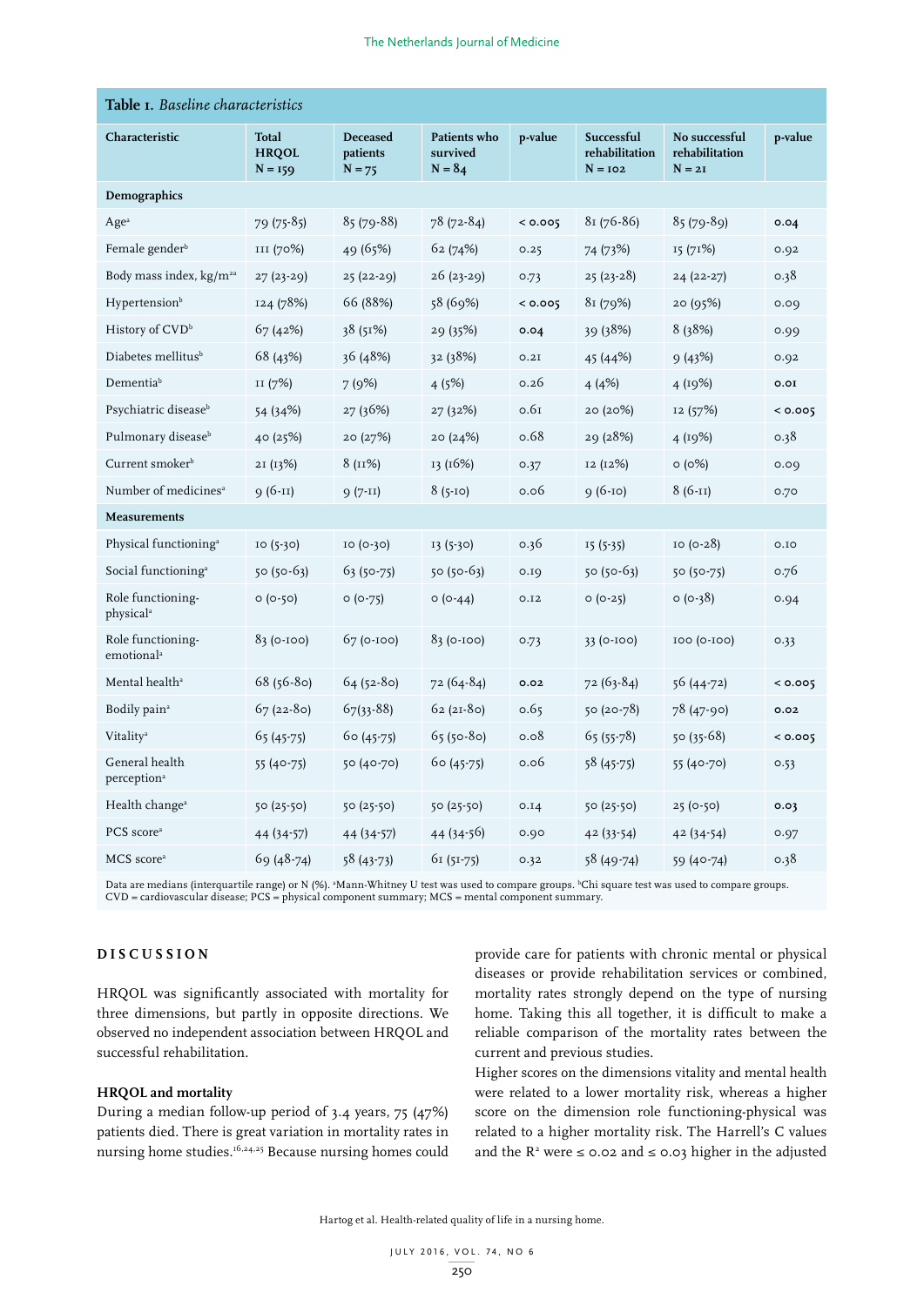**Table 1.** *Baseline characteristics*

| Characteristic | Total HRQOL N = 159 | Deceased patients N = 75 | Patients who survived N = 84 | p-value | Successful rehabilitation N = 102 | No successful rehabilitation N = 21 | p-value |
|---|---|---|---|---|---|---|---|
| **Demographics** | | | | | | | |
| Age[a] | 79 (75-85) | 85 (79-88) | 78 (72-84) | < 0.005 | 81 (76-86) | 85 (79-89) | **0.04** |
| Female gender[b] | 111 (70%) | 49 (65%) | 62 (74%) | 0.25 | 74 (73%) | 15 (71%) | 0.92 |
| Body mass index, kg/m[2a] | 27 (23-29) | 25 (22-29) | 26 (23-29) | 0.73 | 25 (23-28) | 24 (22-27) | 0.38 |
| Hypertension[b] | 124 (78%) | 66 (88%) | 58 (69%) | < 0.005 | 81 (79%) | 20 (95%) | 0.09 |
| History of CVD[b] | 67 (42%) | 38 (51%) | 29 (35%) | **0.04** | 39 (38%) | 8 (38%) | 0.99 |
| Diabetes mellitus[b] | 68 (43%) | 36 (48%) | 32 (38%) | 0.21 | 45 (44%) | 9 (43%) | 0.92 |
| Dementia[b] | 11 (7%) | 7 (9%) | 4 (5%) | 0.26 | 4 (4%) | 4 (19%) | **0.01** |
| Psychiatric disease[b] | 54 (34%) | 27 (36%) | 27 (32%) | 0.61 | 20 (20%) | 12 (57%) | **< 0.005** |
| Pulmonary disease[b] | 40 (25%) | 20 (27%) | 20 (24%) | 0.68 | 29 (28%) | 4 (19%) | 0.38 |
| Current smoker[b] | 21 (13%) | 8 (11%) | 13 (16%) | 0.37 | 12 (12%) | 0 (0%) | 0.09 |
| Number of medicines[a] | 9 (6-11) | 9 (7-11) | 8 (5-10) | 0.06 | 9 (6-10) | 8 (6-11) | 0.70 |
| **Measurements** | | | | | | | |
| Physical functioning[a] | 10 (5-30) | 10 (0-30) | 13 (5-30) | 0.36 | 15 (5-35) | 10 (0-28) | 0.10 |
| Social functioning[a] | 50 (50-63) | 63 (50-75) | 50 (50-63) | 0.19 | 50 (50-63) | 50 (50-75) | 0.76 |
| Role functioning-physical[a] | 0 (0-50) | 0 (0-75) | 0 (0-44) | 0.12 | 0 (0-25) | 0 (0-38) | 0.94 |
| Role functioning-emotional[a] | 83 (0-100) | 67 (0-100) | 83 (0-100) | 0.73 | 33 (0-100) | 100 (0-100) | 0.33 |
| Mental health[a] | 68 (56-80) | 64 (52-80) | 72 (64-84) | **0.02** | 72 (63-84) | 56 (44-72) | **< 0.005** |
| Bodily pain[a] | 67 (22-80) | 67(33-88) | 62 (21-80) | 0.65 | 50 (20-78) | 78 (47-90) | **0.02** |
| Vitality[a] | 65 (45-75) | 60 (45-75) | 65 (50-80) | 0.08 | 65 (55-78) | 50 (35-68) | **< 0.005** |
| General health perception[a] | 55 (40-75) | 50 (40-70) | 60 (45-75) | 0.06 | 58 (45-75) | 55 (40-70) | 0.53 |
| Health change[a] | 50 (25-50) | 50 (25-50) | 50 (25-50) | 0.14 | 50 (25-50) | 25 (0-50) | **0.03** |
| PCS score[a] | 44 (34-57) | 44 (34-57) | 44 (34-56) | 0.90 | 42 (33-54) | 42 (34-54) | 0.97 |
| MCS score[a] | 69 (48-74) | 58 (43-73) | 61 (51-75) | 0.32 | 58 (49-74) | 59 (40-74) | 0.38 |

Data are medians (interquartile range) or N (%). [a]Mann-Whitney U test was used to compare groups. [b]Chi square test was used to compare groups. CVD = cardiovascular disease; PCS = physical component summary; MCS = mental component summary.

## DISCUSSION

HRQOL was significantly associated with mortality for three dimensions, but partly in opposite directions. We observed no independent association between HRQOL and successful rehabilitation.

### HRQOL and mortality

During a median follow-up period of 3.4 years, 75 (47%) patients died. There is great variation in mortality rates in nursing home studies.[16,24,25] Because nursing homes could provide care for patients with chronic mental or physical diseases or provide rehabilitation services or combined, mortality rates strongly depend on the type of nursing home. Taking this all together, it is difficult to make a reliable comparison of the mortality rates between the current and previous studies.

Higher scores on the dimensions vitality and mental health were related to a lower mortality risk, whereas a higher score on the dimension role functioning-physical was related to a higher mortality risk. The Harrell's C values and the $R^2$ were ≤ 0.02 and ≤ 0.03 higher in the adjusted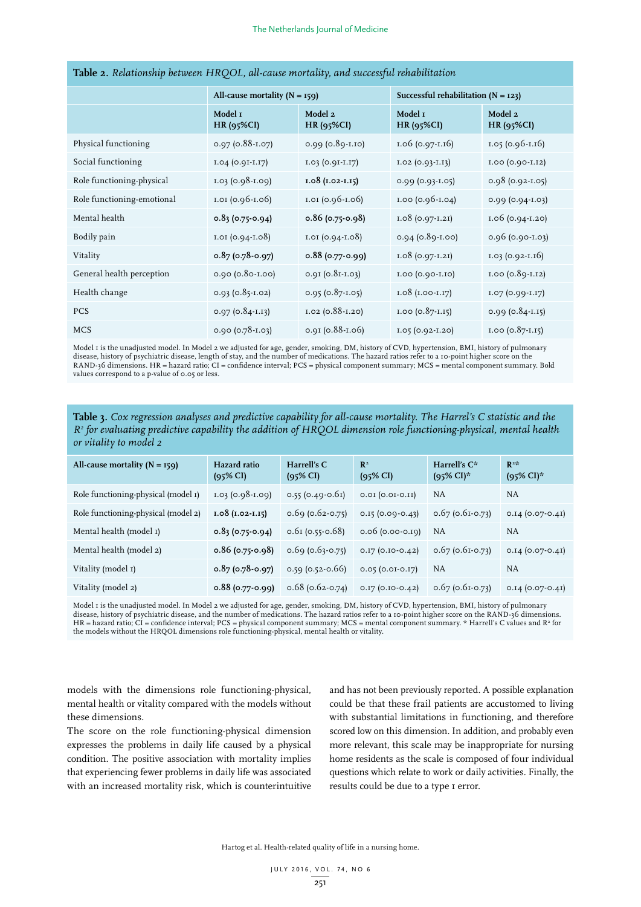**Table 2.** *Relationship between HRQOL, all-cause mortality, and successful rehabilitation*

| | All-cause mortality (N = 159) | | Successful rehabilitation (N = 123) | |
|---|---|---|---|---|
| | Model 1 HR (95%CI) | Model 2 HR (95%CI) | Model 1 HR (95%CI) | Model 2 HR (95%CI) |
| Physical functioning | 0.97 (0.88-1.07) | 0.99 (0.89-1.10) | 1.06 (0.97-1.16) | 1.05 (0.96-1.16) |
| Social functioning | 1.04 (0.91-1.17) | 1.03 (0.91-1.17) | 1.02 (0.93-1.13) | 1.00 (0.90-1.12) |
| Role functioning-physical | 1.03 (0.98-1.09) | **1.08 (1.02-1.15)** | 0.99 (0.93-1.05) | 0.98 (0.92-1.05) |
| Role functioning-emotional | 1.01 (0.96-1.06) | 1.01 (0.96-1.06) | 1.00 (0.96-1.04) | 0.99 (0.94-1.03) |
| Mental health | **0.83 (0.75-0.94)** | **0.86 (0.75-0.98)** | 1.08 (0.97-1.21) | 1.06 (0.94-1.20) |
| Bodily pain | 1.01 (0.94-1.08) | 1.01 (0.94-1.08) | 0.94 (0.89-1.00) | 0.96 (0.90-1.03) |
| Vitality | **0.87 (0.78-0.97)** | **0.88 (0.77-0.99)** | 1.08 (0.97-1.21) | 1.03 (0.92-1.16) |
| General health perception | 0.90 (0.80-1.00) | 0.91 (0.81-1.03) | 1.00 (0.90-1.10) | 1.00 (0.89-1.12) |
| Health change | 0.93 (0.85-1.02) | 0.95 (0.87-1.05) | 1.08 (1.00-1.17) | 1.07 (0.99-1.17) |
| PCS | 0.97 (0.84-1.13) | 1.02 (0.88-1.20) | 1.00 (0.87-1.15) | 0.99 (0.84-1.15) |
| MCS | 0.90 (0.78-1.03) | 0.91 (0.88-1.06) | 1.05 (0.92-1.20) | 1.00 (0.87-1.15) |

Model 1 is the unadjusted model. In Model 2 we adjusted for age, gender, smoking, DM, history of CVD, hypertension, BMI, history of pulmonary disease, history of psychiatric disease, length of stay, and the number of medications. The hazard ratios refer to a 10-point higher score on the RAND-36 dimensions. HR = hazard ratio; CI = confidence interval; PCS = physical component summary; MCS = mental component summary. Bold values correspond to a p-value of 0.05 or less.

**Table 3.** *Cox regression analyses and predictive capability for all-cause mortality. The Harrel's C statistic and the $R^2$ for evaluating predictive capability the addition of HRQOL dimension role functioning-physical, mental health or vitality to model 2*

| All-cause mortality (N = 159) | Hazard ratio (95% CI) | Harrell's C (95% CI) | $R^2$ (95% CI) | Harrell's C* (95% CI)* | $R^2$* (95% CI)* |
|---|---|---|---|---|---|
| Role functioning-physical (model 1) | 1.03 (0.98-1.09) | 0.55 (0.49-0.61) | 0.01 (0.01-0.11) | NA | NA |
| Role functioning-physical (model 2) | **1.08 (1.02-1.15)** | 0.69 (0.62-0.75) | 0.15 (0.09-0.43) | 0.67 (0.61-0.73) | 0.14 (0.07-0.41) |
| Mental health (model 1) | **0.83 (0.75-0.94)** | 0.61 (0.55-0.68) | 0.06 (0.00-0.19) | NA | NA |
| Mental health (model 2) | **0.86 (0.75-0.98)** | 0.69 (0.63-0.75) | 0.17 (0.10-0.42) | 0.67 (0.61-0.73) | 0.14 (0.07-0.41) |
| Vitality (model 1) | **0.87 (0.78-0.97)** | 0.59 (0.52-0.66) | 0.05 (0.01-0.17) | NA | NA |
| Vitality (model 2) | **0.88 (0.77-0.99)** | 0.68 (0.62-0.74) | 0.17 (0.10-0.42) | 0.67 (0.61-0.73) | 0.14 (0.07-0.41) |

Model 1 is the unadjusted model. In Model 2 we adjusted for age, gender, smoking, DM, history of CVD, hypertension, BMI, history of pulmonary disease, history of psychiatric disease, and the number of medications. The hazard ratios refer to a 10-point higher score on the RAND-36 dimensions. HR = hazard ratio; CI = confidence interval; PCS = physical component summary; MCS = mental component summary. * Harrell's C values and $R^2$ for the models without the HRQOL dimensions role functioning-physical, mental health or vitality.

models with the dimensions role functioning-physical, mental health or vitality compared with the models without these dimensions.

The score on the role functioning-physical dimension expresses the problems in daily life caused by a physical condition. The positive association with mortality implies that experiencing fewer problems in daily life was associated with an increased mortality risk, which is counterintuitive and has not been previously reported. A possible explanation could be that these frail patients are accustomed to living with substantial limitations in functioning, and therefore scored low on this dimension. In addition, and probably even more relevant, this scale may be inappropriate for nursing home residents as the scale is composed of four individual questions which relate to work or daily activities. Finally, the results could be due to a type 1 error.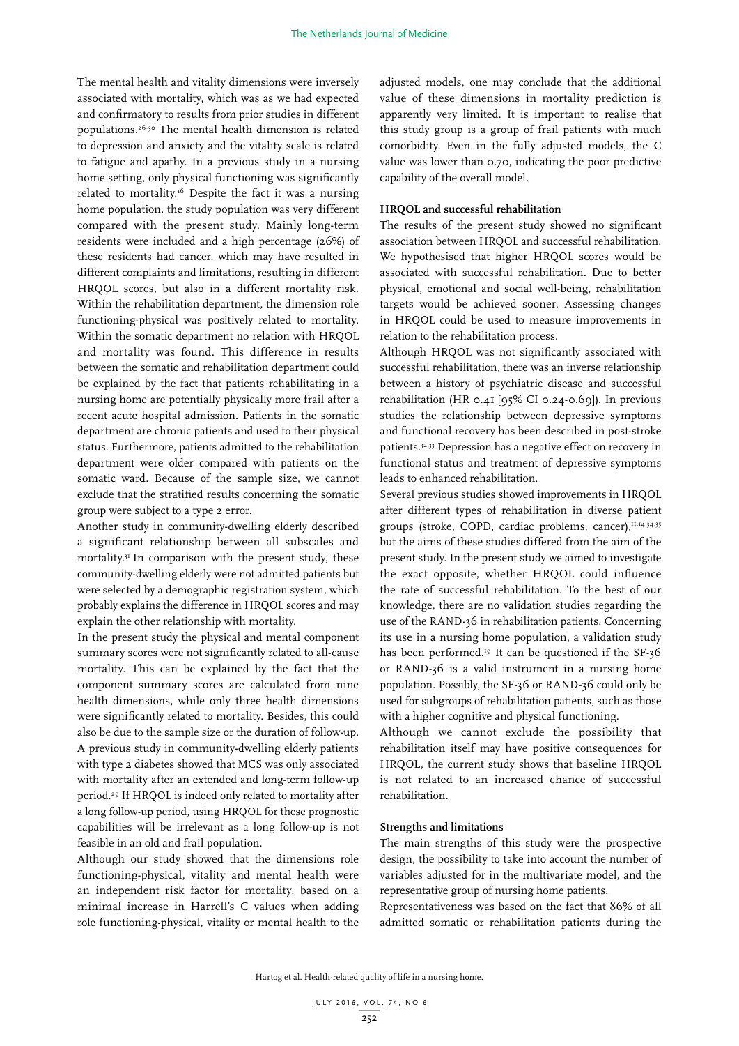The mental health and vitality dimensions were inversely associated with mortality, which was as we had expected and confirmatory to results from prior studies in different populations.[26-30] The mental health dimension is related to depression and anxiety and the vitality scale is related to fatigue and apathy. In a previous study in a nursing home setting, only physical functioning was significantly related to mortality.[16] Despite the fact it was a nursing home population, the study population was very different compared with the present study. Mainly long-term residents were included and a high percentage (26%) of these residents had cancer, which may have resulted in different complaints and limitations, resulting in different HRQOL scores, but also in a different mortality risk. Within the rehabilitation department, the dimension role functioning-physical was positively related to mortality. Within the somatic department no relation with HRQOL and mortality was found. This difference in results between the somatic and rehabilitation department could be explained by the fact that patients rehabilitating in a nursing home are potentially physically more frail after a recent acute hospital admission. Patients in the somatic department are chronic patients and used to their physical status. Furthermore, patients admitted to the rehabilitation department were older compared with patients on the somatic ward. Because of the sample size, we cannot exclude that the stratified results concerning the somatic group were subject to a type 2 error.

Another study in community-dwelling elderly described a significant relationship between all subscales and mortality.[31] In comparison with the present study, these community-dwelling elderly were not admitted patients but were selected by a demographic registration system, which probably explains the difference in HRQOL scores and may explain the other relationship with mortality.

In the present study the physical and mental component summary scores were not significantly related to all-cause mortality. This can be explained by the fact that the component summary scores are calculated from nine health dimensions, while only three health dimensions were significantly related to mortality. Besides, this could also be due to the sample size or the duration of follow-up. A previous study in community-dwelling elderly patients with type 2 diabetes showed that MCS was only associated with mortality after an extended and long-term follow-up period.[29] If HRQOL is indeed only related to mortality after a long follow-up period, using HRQOL for these prognostic capabilities will be irrelevant as a long follow-up is not feasible in an old and frail population.

Although our study showed that the dimensions role functioning-physical, vitality and mental health were an independent risk factor for mortality, based on a minimal increase in Harrell's C values when adding role functioning-physical, vitality or mental health to the adjusted models, one may conclude that the additional value of these dimensions in mortality prediction is apparently very limited. It is important to realise that this study group is a group of frail patients with much comorbidity. Even in the fully adjusted models, the C value was lower than 0.70, indicating the poor predictive capability of the overall model.

**HRQOL and successful rehabilitation**

The results of the present study showed no significant association between HRQOL and successful rehabilitation. We hypothesised that higher HRQOL scores would be associated with successful rehabilitation. Due to better physical, emotional and social well-being, rehabilitation targets would be achieved sooner. Assessing changes in HRQOL could be used to measure improvements in relation to the rehabilitation process.

Although HRQOL was not significantly associated with successful rehabilitation, there was an inverse relationship between a history of psychiatric disease and successful rehabilitation (HR 0.41 [95% CI 0.24-0.69]). In previous studies the relationship between depressive symptoms and functional recovery has been described in post-stroke patients.[32,33] Depression has a negative effect on recovery in functional status and treatment of depressive symptoms leads to enhanced rehabilitation.

Several previous studies showed improvements in HRQOL after different types of rehabilitation in diverse patient groups (stroke, COPD, cardiac problems, cancer),[11,14,34,35] but the aims of these studies differed from the aim of the present study. In the present study we aimed to investigate the exact opposite, whether HRQOL could influence the rate of successful rehabilitation. To the best of our knowledge, there are no validation studies regarding the use of the RAND-36 in rehabilitation patients. Concerning its use in a nursing home population, a validation study has been performed.[19] It can be questioned if the SF-36 or RAND-36 is a valid instrument in a nursing home population. Possibly, the SF-36 or RAND-36 could only be used for subgroups of rehabilitation patients, such as those with a higher cognitive and physical functioning.

Although we cannot exclude the possibility that rehabilitation itself may have positive consequences for HRQOL, the current study shows that baseline HRQOL is not related to an increased chance of successful rehabilitation.

**Strengths and limitations**

The main strengths of this study were the prospective design, the possibility to take into account the number of variables adjusted for in the multivariate model, and the representative group of nursing home patients.

Representativeness was based on the fact that 86% of all admitted somatic or rehabilitation patients during the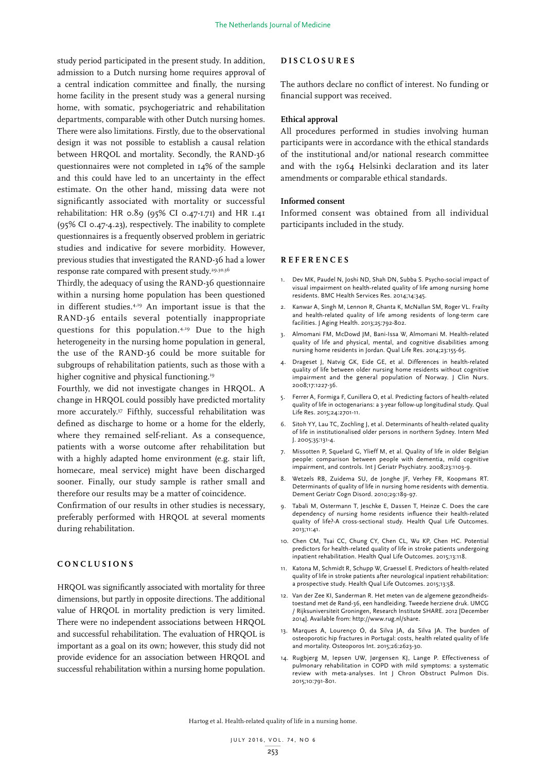study period participated in the present study. In addition, admission to a Dutch nursing home requires approval of a central indication committee and finally, the nursing home facility in the present study was a general nursing home, with somatic, psychogeriatric and rehabilitation departments, comparable with other Dutch nursing homes. There were also limitations. Firstly, due to the observational design it was not possible to establish a causal relation between HRQOL and mortality. Secondly, the RAND-36 questionnaires were not completed in 14% of the sample and this could have led to an uncertainty in the effect estimate. On the other hand, missing data were not significantly associated with mortality or successful rehabilitation: HR 0.89 (95% CI 0.47-1.71) and HR 1.41 (95% CI 0.47-4.23), respectively. The inability to complete questionnaires is a frequently observed problem in geriatric studies and indicative for severe morbidity. However, previous studies that investigated the RAND-36 had a lower response rate compared with present study.[29,30,36]

Thirdly, the adequacy of using the RAND-36 questionnaire within a nursing home population has been questioned in different studies.[4,19] An important issue is that the RAND-36 entails several potentially inappropriate questions for this population.[4,19] Due to the high heterogeneity in the nursing home population in general, the use of the RAND-36 could be more suitable for subgroups of rehabilitation patients, such as those with a higher cognitive and physical functioning.[19]

Fourthly, we did not investigate changes in HRQOL. A change in HRQOL could possibly have predicted mortality more accurately.[37] Fifthly, successful rehabilitation was defined as discharge to home or a home for the elderly, where they remained self-reliant. As a consequence, patients with a worse outcome after rehabilitation but with a highly adapted home environment (e.g. stair lift, homecare, meal service) might have been discharged sooner. Finally, our study sample is rather small and therefore our results may be a matter of coincidence.

Confirmation of our results in other studies is necessary, preferably performed with HRQOL at several moments during rehabilitation.

## CONCLUSIONS

HRQOL was significantly associated with mortality for three dimensions, but partly in opposite directions. The additional value of HRQOL in mortality prediction is very limited. There were no independent associations between HRQOL and successful rehabilitation. The evaluation of HRQOL is important as a goal on its own; however, this study did not provide evidence for an association between HRQOL and successful rehabilitation within a nursing home population.

## DISCLOSURES

The authors declare no conflict of interest. No funding or financial support was received.

### Ethical approval

All procedures performed in studies involving human participants were in accordance with the ethical standards of the institutional and/or national research committee and with the 1964 Helsinki declaration and its later amendments or comparable ethical standards.

### Informed consent

Informed consent was obtained from all individual participants included in the study.

## REFERENCES

1. Dev MK, Paudel N, Joshi ND, Shah DN, Subba S. Psycho-social impact of visual impairment on health-related quality of life among nursing home residents. BMC Health Services Res. 2014;14:345.
2. Kanwar A, Singh M, Lennon R, Ghanta K, McNallan SM, Roger VL. Frailty and health-related quality of life among residents of long-term care facilities. J Aging Health. 2013;25:792-802.
3. Almomani FM, McDowd JM, Bani-Issa W, Almomani M. Health-related quality of life and physical, mental, and cognitive disabilities among nursing home residents in Jordan. Qual Life Res. 2014;23:155-65.
4. Drageset J, Natvig GK, Eide GE, et al. Differences in health-related quality of life between older nursing home residents without cognitive impairment and the general population of Norway. J Clin Nurs. 2008;17:1227-36.
5. Ferrer A, Formiga F, Cunillera O, et al. Predicting factors of health-related quality of life in octogenarians: a 3-year follow-up longitudinal study. Qual Life Res. 2015;24:2701-11.
6. Sitoh YY, Lau TC, Zochling J, et al. Determinants of health-related quality of life in institutionalised older persons in northern Sydney. Intern Med J. 2005;35:131-4.
7. Missotten P, Squelard G, Ylieff M, et al. Quality of life in older Belgian people: comparison between people with dementia, mild cognitive impairment, and controls. Int J Geriatr Psychiatry. 2008;23:1103-9.
8. Wetzels RB, Zuidema SU, de Jonghe JF, Verhey FR, Koopmans RT. Determinants of quality of life in nursing home residents with dementia. Dement Geriatr Cogn Disord. 2010;29:189-97.
9. Tabali M, Ostermann T, Jeschke E, Dassen T, Heinze C. Does the care dependency of nursing home residents influence their health-related quality of life?-A cross-sectional study. Health Qual Life Outcomes. 2013;11:41.
10. Chen CM, Tsai CC, Chung CY, Chen CL, Wu KP, Chen HC. Potential predictors for health-related quality of life in stroke patients undergoing inpatient rehabilitation. Health Qual Life Outcomes. 2015;13:118.
11. Katona M, Schmidt R, Schupp W, Graessel E. Predictors of health-related quality of life in stroke patients after neurological inpatient rehabilitation: a prospective study. Health Qual Life Outcomes. 2015;13:58.
12. Van der Zee KI, Sanderman R. Het meten van de algemene gezondheidstoestand met de Rand-36, een handleiding. Tweede herziene druk. UMCG / Rijksuniversiteit Groningen, Research Institute SHARE. 2012 [December 2014]. Available from: http://www.rug.nl/share.
13. Marques A, Lourenço Ó, da Silva JA, da Silva JA. The burden of osteoporotic hip fractures in Portugal: costs, health related quality of life and mortality. Osteoporos Int. 2015;26:2623-30.
14. Rugbjerg M, Iepsen UW, Jørgensen KJ, Lange P. Effectiveness of pulmonary rehabilitation in COPD with mild symptoms: a systematic review with meta-analyses. Int J Chron Obstruct Pulmon Dis. 2015;10:791-801.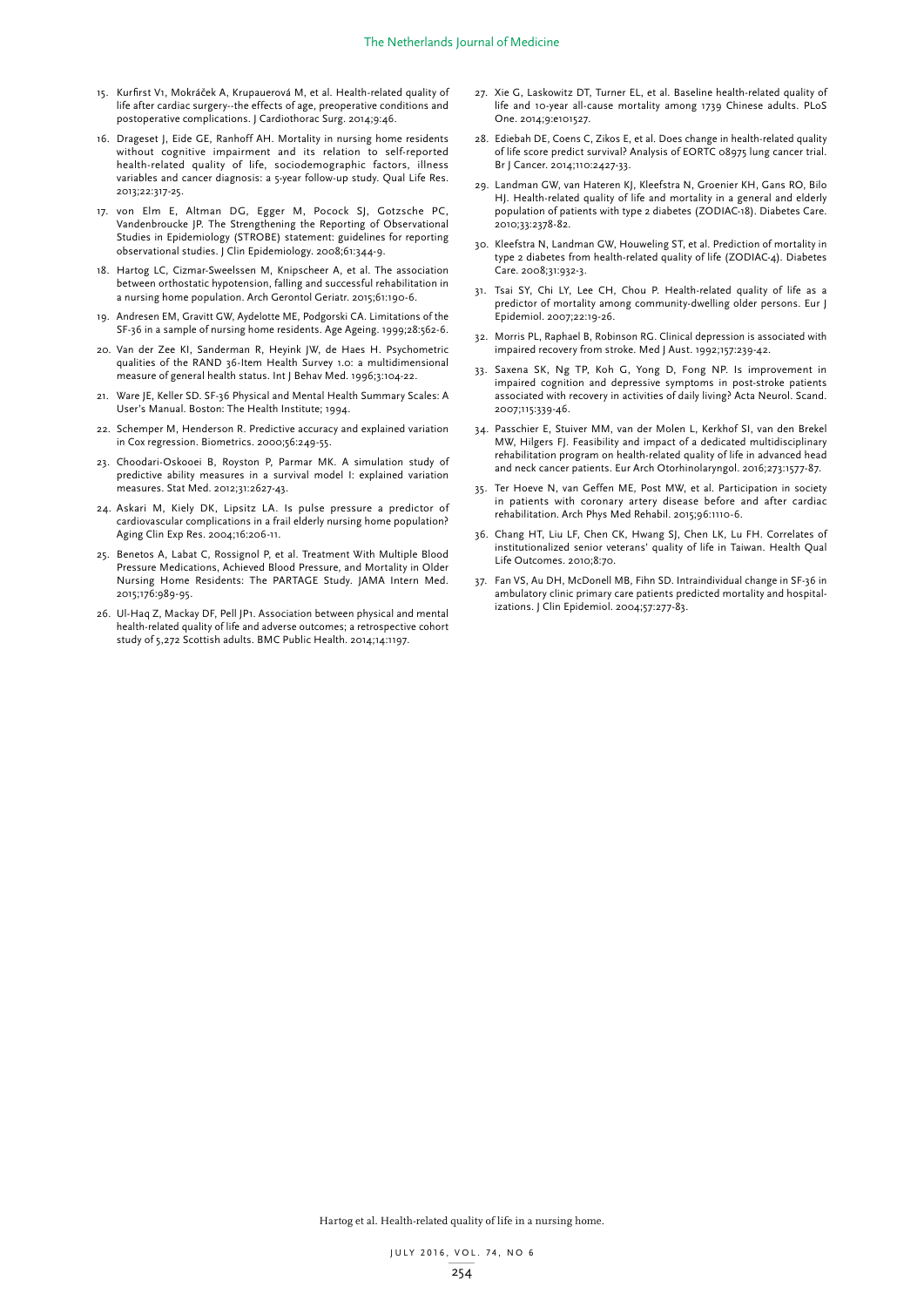15. Kurfirst V1, Mokráček A, Krupauerová M, et al. Health-related quality of life after cardiac surgery--the effects of age, preoperative conditions and postoperative complications. J Cardiothorac Surg. 2014;9:46.
16. Drageset J, Eide GE, Ranhoff AH. Mortality in nursing home residents without cognitive impairment and its relation to self-reported health-related quality of life, sociodemographic factors, illness variables and cancer diagnosis: a 5-year follow-up study. Qual Life Res. 2013;22:317-25.
17. von Elm E, Altman DG, Egger M, Pocock SJ, Gotzsche PC, Vandenbroucke JP. The Strengthening the Reporting of Observational Studies in Epidemiology (STROBE) statement: guidelines for reporting observational studies. J Clin Epidemiology. 2008;61:344-9.
18. Hartog LC, Cizmar-Sweelssen M, Knipscheer A, et al. The association between orthostatic hypotension, falling and successful rehabilitation in a nursing home population. Arch Gerontol Geriatr. 2015;61:190-6.
19. Andresen EM, Gravitt GW, Aydelotte ME, Podgorski CA. Limitations of the SF-36 in a sample of nursing home residents. Age Ageing. 1999;28:562-6.
20. Van der Zee KI, Sanderman R, Heyink JW, de Haes H. Psychometric qualities of the RAND 36-Item Health Survey 1.0: a multidimensional measure of general health status. Int J Behav Med. 1996;3:104-22.
21. Ware JE, Keller SD. SF-36 Physical and Mental Health Summary Scales: A User's Manual. Boston: The Health Institute; 1994.
22. Schemper M, Henderson R. Predictive accuracy and explained variation in Cox regression. Biometrics. 2000;56:249-55.
23. Choodari-Oskooei B, Royston P, Parmar MK. A simulation study of predictive ability measures in a survival model I: explained variation measures. Stat Med. 2012;31:2627-43.
24. Askari M, Kiely DK, Lipsitz LA. Is pulse pressure a predictor of cardiovascular complications in a frail elderly nursing home population? Aging Clin Exp Res. 2004;16:206-11.
25. Benetos A, Labat C, Rossignol P, et al. Treatment With Multiple Blood Pressure Medications, Achieved Blood Pressure, and Mortality in Older Nursing Home Residents: The PARTAGE Study. JAMA Intern Med. 2015;176:989-95.
26. Ul-Haq Z, Mackay DF, Pell JP1. Association between physical and mental health-related quality of life and adverse outcomes; a retrospective cohort study of 5,272 Scottish adults. BMC Public Health. 2014;14:1197.
27. Xie G, Laskowitz DT, Turner EL, et al. Baseline health-related quality of life and 10-year all-cause mortality among 1739 Chinese adults. PLoS One. 2014;9:e101527.
28. Ediebah DE, Coens C, Zikos E, et al. Does change in health-related quality of life score predict survival? Analysis of EORTC 08975 lung cancer trial. Br J Cancer. 2014;110:2427-33.
29. Landman GW, van Hateren KJ, Kleefstra N, Groenier KH, Gans RO, Bilo HJ. Health-related quality of life and mortality in a general and elderly population of patients with type 2 diabetes (ZODIAC-18). Diabetes Care. 2010;33:2378-82.
30. Kleefstra N, Landman GW, Houweling ST, et al. Prediction of mortality in type 2 diabetes from health-related quality of life (ZODIAC-4). Diabetes Care. 2008;31:932-3.
31. Tsai SY, Chi LY, Lee CH, Chou P. Health-related quality of life as a predictor of mortality among community-dwelling older persons. Eur J Epidemiol. 2007;22:19-26.
32. Morris PL, Raphael B, Robinson RG. Clinical depression is associated with impaired recovery from stroke. Med J Aust. 1992;157:239-42.
33. Saxena SK, Ng TP, Koh G, Yong D, Fong NP. Is improvement in impaired cognition and depressive symptoms in post-stroke patients associated with recovery in activities of daily living? Acta Neurol. Scand. 2007;115:339-46.
34. Passchier E, Stuiver MM, van der Molen L, Kerkhof SI, van den Brekel MW, Hilgers FJ. Feasibility and impact of a dedicated multidisciplinary rehabilitation program on health-related quality of life in advanced head and neck cancer patients. Eur Arch Otorhinolaryngol. 2016;273:1577-87.
35. Ter Hoeve N, van Geffen ME, Post MW, et al. Participation in society in patients with coronary artery disease before and after cardiac rehabilitation. Arch Phys Med Rehabil. 2015;96:1110-6.
36. Chang HT, Liu LF, Chen CK, Hwang SJ, Chen LK, Lu FH. Correlates of institutionalized senior veterans' quality of life in Taiwan. Health Qual Life Outcomes. 2010;8:70.
37. Fan VS, Au DH, McDonell MB, Fihn SD. Intraindividual change in SF-36 in ambulatory clinic primary care patients predicted mortality and hospitalizations. J Clin Epidemiol. 2004;57:277-83.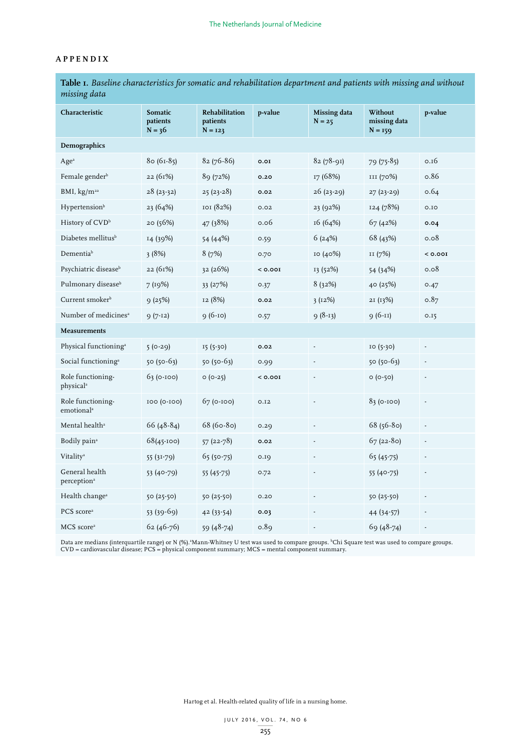## APPENDIX

**Table 1.** *Baseline characteristics for somatic and rehabilitation department and patients with missing and without missing data*

| Characteristic | Somatic patients N = 36 | Rehabilitation patients N = 123 | p-value | Missing data N = 25 | Without missing data N = 159 | p-value |
|---|---|---|---|---|---|---|
| **Demographics** | | | | | | |
| Age[a] | 80 (61-85) | 82 (76-86) | **0.01** | 82 (78-91) | 79 (75-85) | 0.16 |
| Female gender[b] | 22 (61%) | 89 (72%) | **0.20** | 17 (68%) | 111 (70%) | 0.86 |
| BMI, kg/m[2a] | 28 (23-32) | 25 (23-28) | **0.02** | 26 (23-29) | 27 (23-29) | 0.64 |
| Hypertension[b] | 23 (64%) | 101 (82%) | 0.02 | 23 (92%) | 124 (78%) | 0.10 |
| History of CVD[b] | 20 (56%) | 47 (38%) | 0.06 | 16 (64%) | 67 (42%) | **0.04** |
| Diabetes mellitus[b] | 14 (39%) | 54 (44%) | 0.59 | 6 (24%) | 68 (43%) | 0.08 |
| Dementia[b] | 3 (8%) | 8 (7%) | 0.70 | 10 (40%) | 11 (7%) | **< 0.001** |
| Psychiatric disease[b] | 22 (61%) | 32 (26%) | **< 0.001** | 13 (52%) | 54 (34%) | 0.08 |
| Pulmonary disease[b] | 7 (19%) | 33 (27%) | 0.37 | 8 (32%) | 40 (25%) | 0.47 |
| Current smoker[b] | 9 (25%) | 12 (8%) | **0.02** | 3 (12%) | 21 (13%) | 0.87 |
| Number of medicines[a] | 9 (7-12) | 9 (6-10) | 0.57 | 9 (8-13) | 9 (6-11) | 0.15 |
| **Measurements** | | | | | | |
| Physical functioning[a] | 5 (0-29) | 15 (5-30) | **0.02** | - | 10 (5-30) | - |
| Social functioning[a] | 50 (50-63) | 50 (50-63) | 0.99 | - | 50 (50-63) | - |
| Role functioning-physical[a] | 63 (0-100) | 0 (0-25) | **< 0.001** | - | 0 (0-50) | - |
| Role functioning-emotional[a] | 100 (0-100) | 67 (0-100) | 0.12 | - | 83 (0-100) | - |
| Mental health[a] | 66 (48-84) | 68 (60-80) | 0.29 | - | 68 (56-80) | - |
| Bodily pain[a] | 68(45-100) | 57 (22-78) | **0.02** | - | 67 (22-80) | - |
| Vitality[a] | 55 (31-79) | 65 (50-75) | 0.19 | - | 65 (45-75) | - |
| General health perception[a] | 53 (40-79) | 55 (45-75) | 0.72 | - | 55 (40-75) | - |
| Health change[a] | 50 (25-50) | 50 (25-50) | 0.20 | - | 50 (25-50) | - |
| PCS score[a] | 53 (39-69) | 42 (33-54) | **0.03** | - | 44 (34-57) | - |
| MCS score[a] | 62 (46-76) | 59 (48-74) | 0.89 | - | 69 (48-74) | - |

Data are medians (interquartile range) or N (%).[a]Mann-Whitney U test was used to compare groups. [b]Chi Square test was used to compare groups. CVD = cardiovascular disease; PCS = physical component summary; MCS = mental component summary.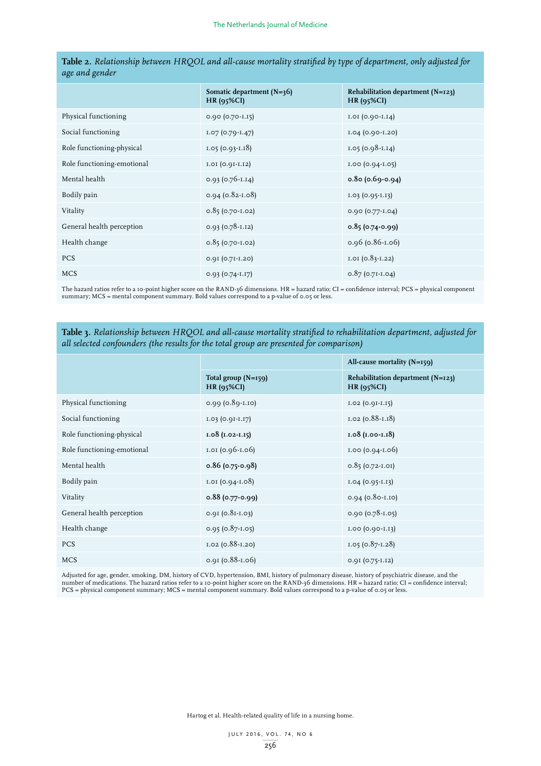**Table 2.** *Relationship between HRQOL and all-cause mortality stratified by type of department, only adjusted for age and gender*

| | Somatic department (N=36) HR (95%CI) | Rehabilitation department (N=123) HR (95%CI) |
|---|---|---|
| Physical functioning | 0.90 (0.70-1.15) | 1.01 (0.90-1.14) |
| Social functioning | 1.07 (0.79-1.47) | 1.04 (0.90-1.20) |
| Role functioning-physical | 1.05 (0.93-1.18) | 1.05 (0.98-1.14) |
| Role functioning-emotional | 1.01 (0.91-1.12) | 1.00 (0.94-1.05) |
| Mental health | 0.93 (0.76-1.14) | **0.80 (0.69-0.94)** |
| Bodily pain | 0.94 (0.82-1.08) | 1.03 (0.95-1.13) |
| Vitality | 0.85 (0.70-1.02) | 0.90 (0.77-1.04) |
| General health perception | 0.93 (0.78-1.12) | **0.85 (0.74-0.99)** |
| Health change | 0.85 (0.70-1.02) | 0.96 (0.86-1.06) |
| PCS | 0.91 (0.71-1.20) | 1.01 (0.83-1.22) |
| MCS | 0.93 (0.74-1.17) | 0.87 (0.71-1.04) |

The hazard ratios refer to a 10-point higher score on the RAND-36 dimensions. HR = hazard ratio; CI = confidence interval; PCS = physical component summary; MCS = mental component summary. Bold values correspond to a p-value of 0.05 or less.

**Table 3.** *Relationship between HRQOL and all-cause mortality stratified to rehabilitation department, adjusted for all selected confounders (the results for the total group are presented for comparison)*

| | | All-cause mortality (N=159) |
|---|---|---|
| | Total group (N=159) HR (95%CI) | Rehabilitation department (N=123) HR (95%CI) |
| Physical functioning | 0.99 (0.89-1.10) | 1.02 (0.91-1.15) |
| Social functioning | 1.03 (0.91-1.17) | 1.02 (0.88-1.18) |
| Role functioning-physical | **1.08 (1.02-1.15)** | **1.08 (1.00-1.18)** |
| Role functioning-emotional | 1.01 (0.96-1.06) | 1.00 (0.94-1.06) |
| Mental health | **0.86 (0.75-0.98)** | 0.85 (0.72-1.01) |
| Bodily pain | 1.01 (0.94-1.08) | 1.04 (0.95-1.13) |
| Vitality | **0.88 (0.77-0.99)** | 0.94 (0.80-1.10) |
| General health perception | 0.91 (0.81-1.03) | 0.90 (0.78-1.05) |
| Health change | 0.95 (0.87-1.05) | 1.00 (0.90-1.13) |
| PCS | 1.02 (0.88-1.20) | 1.05 (0.87-1.28) |
| MCS | 0.91 (0.88-1.06) | 0.91 (0.75-1.12) |

Adjusted for age, gender, smoking, DM, history of CVD, hypertension, BMI, history of pulmonary disease, history of psychiatric disease, and the number of medications. The hazard ratios refer to a 10-point higher score on the RAND-36 dimensions. HR = hazard ratio; CI = confidence interval; PCS = physical component summary; MCS = mental component summary. Bold values correspond to a p-value of 0.05 or less.